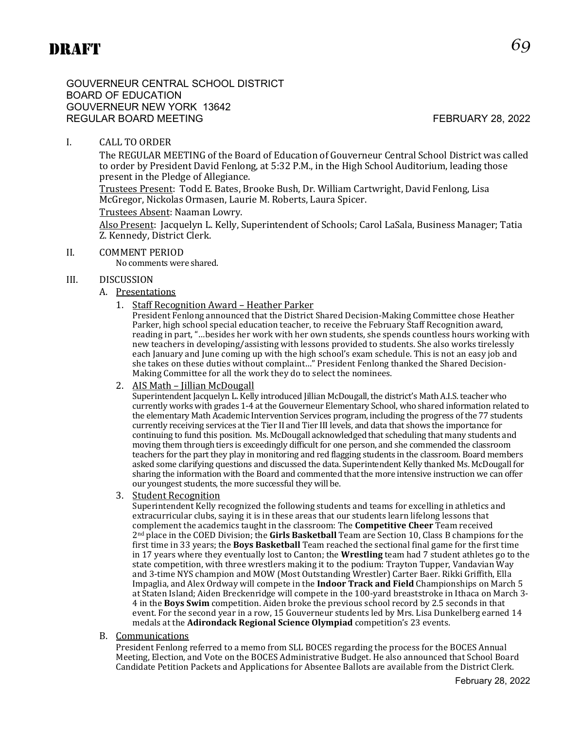# DRAFT

GOUVERNEUR CENTRAL SCHOOL DISTRICT
BOARD OF EDUCATION
GOUVERNEUR NEW YORK 13642
REGULAR BOARD MEETING FEBRUARY 28, 2022

## I. CALL TO ORDER

The REGULAR MEETING of the Board of Education of Gouverneur Central School District was called to order by President David Fenlong, at 5:32 P.M., in the High School Auditorium, leading those present in the Pledge of Allegiance.

Trustees Present: Todd E. Bates, Brooke Bush, Dr. William Cartwright, David Fenlong, Lisa McGregor, Nickolas Ormasen, Laurie M. Roberts, Laura Spicer.

Trustees Absent: Naaman Lowry.

Also Present: Jacquelyn L. Kelly, Superintendent of Schools; Carol LaSala, Business Manager; Tatia Z. Kennedy, District Clerk.

## II. COMMENT PERIOD

No comments were shared.

## III. DISCUSSION

### A. Presentations

1. Staff Recognition Award – Heather Parker

   President Fenlong announced that the District Shared Decision-Making Committee chose Heather Parker, high school special education teacher, to receive the February Staff Recognition award, reading in part, "…besides her work with her own students, she spends countless hours working with new teachers in developing/assisting with lessons provided to students. She also works tirelessly each January and June coming up with the high school's exam schedule. This is not an easy job and she takes on these duties without complaint…" President Fenlong thanked the Shared Decision-Making Committee for all the work they do to select the nominees.

2. AIS Math – Jillian McDougall

   Superintendent Jacquelyn L. Kelly introduced Jillian McDougall, the district's Math A.I.S. teacher who currently works with grades 1-4 at the Gouverneur Elementary School, who shared information related to the elementary Math Academic Intervention Services program, including the progress of the 77 students currently receiving services at the Tier II and Tier III levels, and data that shows the importance for continuing to fund this position. Ms. McDougall acknowledged that scheduling that many students and moving them through tiers is exceedingly difficult for one person, and she commended the classroom teachers for the part they play in monitoring and red flagging students in the classroom. Board members asked some clarifying questions and discussed the data. Superintendent Kelly thanked Ms. McDougall for sharing the information with the Board and commented that the more intensive instruction we can offer our youngest students, the more successful they will be.

3. Student Recognition

   Superintendent Kelly recognized the following students and teams for excelling in athletics and extracurricular clubs, saying it is in these areas that our students learn lifelong lessons that complement the academics taught in the classroom: The **Competitive Cheer** Team received 2nd place in the COED Division; the **Girls Basketball** Team are Section 10, Class B champions for the first time in 33 years; the **Boys Basketball** Team reached the sectional final game for the first time in 17 years where they eventually lost to Canton; the **Wrestling** team had 7 student athletes go to the state competition, with three wrestlers making it to the podium: Trayton Tupper, Vandavian Way and 3-time NYS champion and MOW (Most Outstanding Wrestler) Carter Baer. Rikki Griffith, Ella Impaglia, and Alex Ordway will compete in the **Indoor Track and Field** Championships on March 5 at Staten Island; Aiden Breckenridge will compete in the 100-yard breaststroke in Ithaca on March 3-4 in the **Boys Swim** competition. Aiden broke the previous school record by 2.5 seconds in that event. For the second year in a row, 15 Gouverneur students led by Mrs. Lisa Dunkelberg earned 14 medals at the **Adirondack Regional Science Olympiad** competition's 23 events.

### B. Communications

President Fenlong referred to a memo from SLL BOCES regarding the process for the BOCES Annual Meeting, Election, and Vote on the BOCES Administrative Budget. He also announced that School Board Candidate Petition Packets and Applications for Absentee Ballots are available from the District Clerk.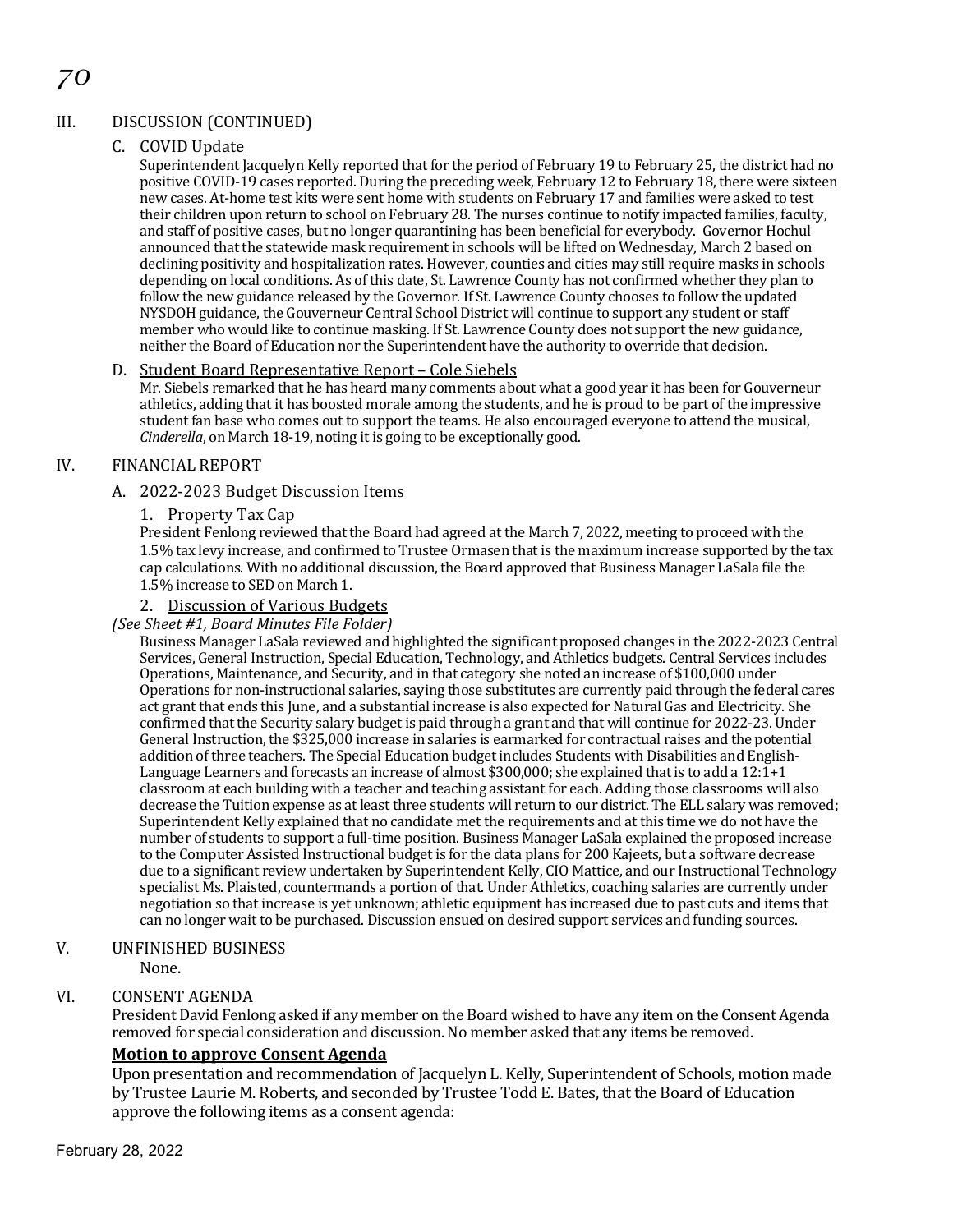## III. DISCUSSION (CONTINUED)

### C. COVID Update

Superintendent Jacquelyn Kelly reported that for the period of February 19 to February 25, the district had no positive COVID-19 cases reported. During the preceding week, February 12 to February 18, there were sixteen new cases. At-home test kits were sent home with students on February 17 and families were asked to test their children upon return to school on February 28. The nurses continue to notify impacted families, faculty, and staff of positive cases, but no longer quarantining has been beneficial for everybody. Governor Hochul announced that the statewide mask requirement in schools will be lifted on Wednesday, March 2 based on declining positivity and hospitalization rates. However, counties and cities may still require masks in schools depending on local conditions. As of this date, St. Lawrence County has not confirmed whether they plan to follow the new guidance released by the Governor. If St. Lawrence County chooses to follow the updated NYSDOH guidance, the Gouverneur Central School District will continue to support any student or staff member who would like to continue masking. If St. Lawrence County does not support the new guidance, neither the Board of Education nor the Superintendent have the authority to override that decision.

### D. Student Board Representative Report – Cole Siebels

Mr. Siebels remarked that he has heard many comments about what a good year it has been for Gouverneur athletics, adding that it has boosted morale among the students, and he is proud to be part of the impressive student fan base who comes out to support the teams. He also encouraged everyone to attend the musical, *Cinderella*, on March 18-19, noting it is going to be exceptionally good.

## IV. FINANCIAL REPORT

### A. 2022-2023 Budget Discussion Items

#### 1. Property Tax Cap

President Fenlong reviewed that the Board had agreed at the March 7, 2022, meeting to proceed with the 1.5% tax levy increase, and confirmed to Trustee Ormasen that is the maximum increase supported by the tax cap calculations. With no additional discussion, the Board approved that Business Manager LaSala file the 1.5% increase to SED on March 1.

#### 2. Discussion of Various Budgets

*(See Sheet #1, Board Minutes File Folder)*

Business Manager LaSala reviewed and highlighted the significant proposed changes in the 2022-2023 Central Services, General Instruction, Special Education, Technology, and Athletics budgets. Central Services includes Operations, Maintenance, and Security, and in that category she noted an increase of $100,000 under Operations for non-instructional salaries, saying those substitutes are currently paid through the federal cares act grant that ends this June, and a substantial increase is also expected for Natural Gas and Electricity. She confirmed that the Security salary budget is paid through a grant and that will continue for 2022-23. Under General Instruction, the $325,000 increase in salaries is earmarked for contractual raises and the potential addition of three teachers. The Special Education budget includes Students with Disabilities and English-Language Learners and forecasts an increase of almost $300,000; she explained that is to add a 12:1+1 classroom at each building with a teacher and teaching assistant for each. Adding those classrooms will also decrease the Tuition expense as at least three students will return to our district. The ELL salary was removed; Superintendent Kelly explained that no candidate met the requirements and at this time we do not have the number of students to support a full-time position. Business Manager LaSala explained the proposed increase to the Computer Assisted Instructional budget is for the data plans for 200 Kajeets, but a software decrease due to a significant review undertaken by Superintendent Kelly, CIO Mattice, and our Instructional Technology specialist Ms. Plaisted, countermands a portion of that. Under Athletics, coaching salaries are currently under negotiation so that increase is yet unknown; athletic equipment has increased due to past cuts and items that can no longer wait to be purchased. Discussion ensued on desired support services and funding sources.

## V. UNFINISHED BUSINESS

None.

## VI. CONSENT AGENDA

President David Fenlong asked if any member on the Board wished to have any item on the Consent Agenda removed for special consideration and discussion. No member asked that any items be removed.

**Motion to approve Consent Agenda**

Upon presentation and recommendation of Jacquelyn L. Kelly, Superintendent of Schools, motion made by Trustee Laurie M. Roberts, and seconded by Trustee Todd E. Bates, that the Board of Education approve the following items as a consent agenda: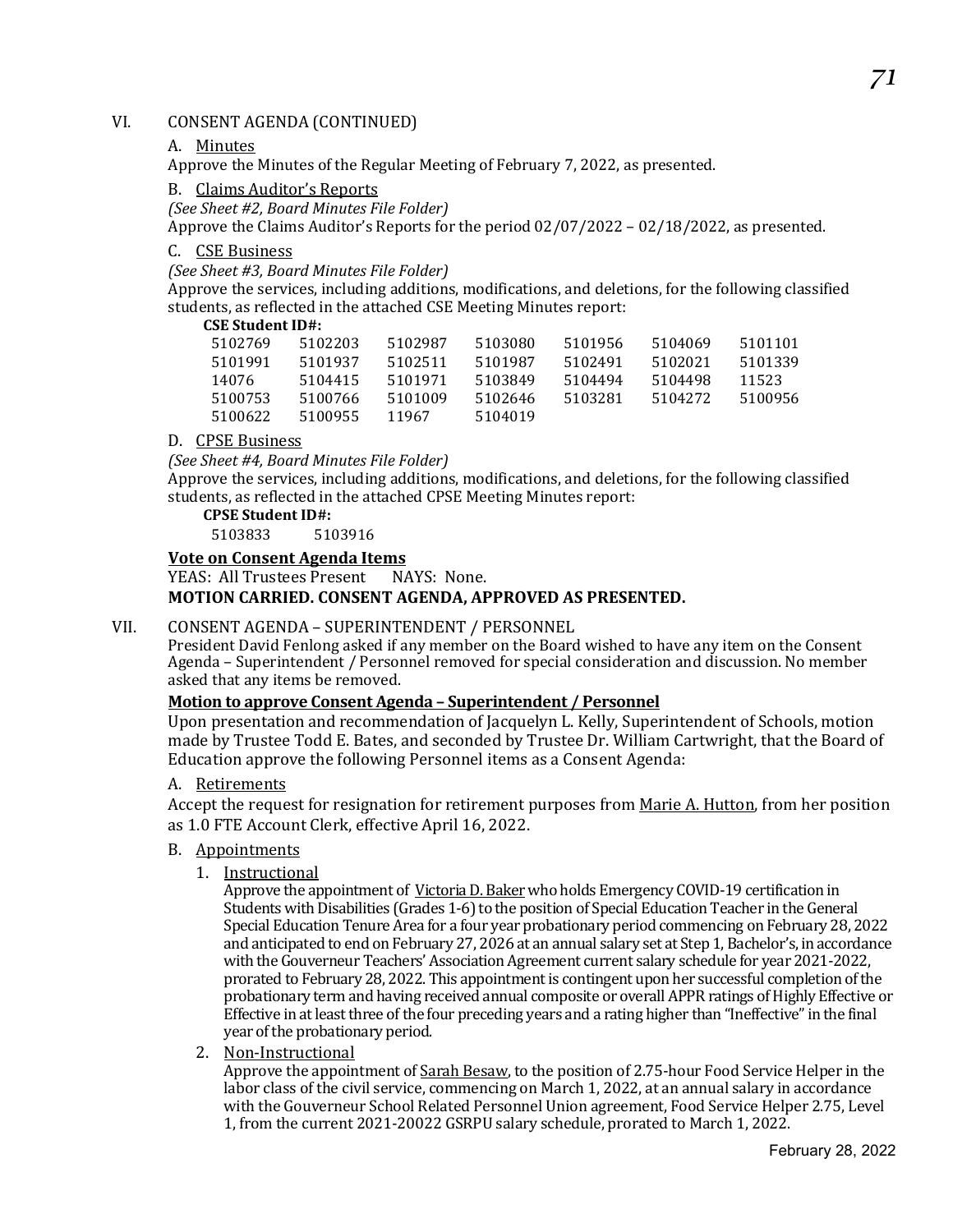## VI. CONSENT AGENDA (CONTINUED)

### A. <u>Minutes</u>

Approve the Minutes of the Regular Meeting of February 7, 2022, as presented.

### B. <u>Claims Auditor's Reports</u>

*(See Sheet #2, Board Minutes File Folder)*

Approve the Claims Auditor's Reports for the period 02/07/2022 – 02/18/2022, as presented.

### C. <u>CSE Business</u>

*(See Sheet #3, Board Minutes File Folder)*

Approve the services, including additions, modifications, and deletions, for the following classified students, as reflected in the attached CSE Meeting Minutes report:

**CSE Student ID#:**

| | | | | | | |
|---|---|---|---|---|---|---|
| 5102769 | 5102203 | 5102987 | 5103080 | 5101956 | 5104069 | 5101101 |
| 5101991 | 5101937 | 5102511 | 5101987 | 5102491 | 5102021 | 5101339 |
| 14076 | 5104415 | 5101971 | 5103849 | 5104494 | 5104498 | 11523 |
| 5100753 | 5100766 | 5101009 | 5102646 | 5103281 | 5104272 | 5100956 |
| 5100622 | 5100955 | 11967 | 5104019 | | | |

### D. <u>CPSE Business</u>

*(See Sheet #4, Board Minutes File Folder)*

Approve the services, including additions, modifications, and deletions, for the following classified students, as reflected in the attached CPSE Meeting Minutes report:

**CPSE Student ID#:**

5103833 5103916

**<u>Vote on Consent Agenda Items</u>**

YEAS: All Trustees Present NAYS: None.

**MOTION CARRIED. CONSENT AGENDA, APPROVED AS PRESENTED.**

## VII. CONSENT AGENDA – SUPERINTENDENT / PERSONNEL

President David Fenlong asked if any member on the Board wished to have any item on the Consent Agenda – Superintendent / Personnel removed for special consideration and discussion. No member asked that any items be removed.

**<u>Motion to approve Consent Agenda – Superintendent / Personnel</u>**

Upon presentation and recommendation of Jacquelyn L. Kelly, Superintendent of Schools, motion made by Trustee Todd E. Bates, and seconded by Trustee Dr. William Cartwright, that the Board of Education approve the following Personnel items as a Consent Agenda:

### A. <u>Retirements</u>

Accept the request for resignation for retirement purposes from <u>Marie A. Hutton</u>, from her position as 1.0 FTE Account Clerk, effective April 16, 2022.

### B. <u>Appointments</u>

1. <u>Instructional</u>

   Approve the appointment of <u>Victoria D. Baker</u> who holds Emergency COVID-19 certification in Students with Disabilities (Grades 1-6) to the position of Special Education Teacher in the General Special Education Tenure Area for a four year probationary period commencing on February 28, 2022 and anticipated to end on February 27, 2026 at an annual salary set at Step 1, Bachelor's, in accordance with the Gouverneur Teachers' Association Agreement current salary schedule for year 2021-2022, prorated to February 28, 2022. This appointment is contingent upon her successful completion of the probationary term and having received annual composite or overall APPR ratings of Highly Effective or Effective in at least three of the four preceding years and a rating higher than "Ineffective" in the final year of the probationary period.

2. <u>Non-Instructional</u>

   Approve the appointment of <u>Sarah Besaw</u>, to the position of 2.75-hour Food Service Helper in the labor class of the civil service, commencing on March 1, 2022, at an annual salary in accordance with the Gouverneur School Related Personnel Union agreement, Food Service Helper 2.75, Level 1, from the current 2021-20022 GSRPU salary schedule, prorated to March 1, 2022.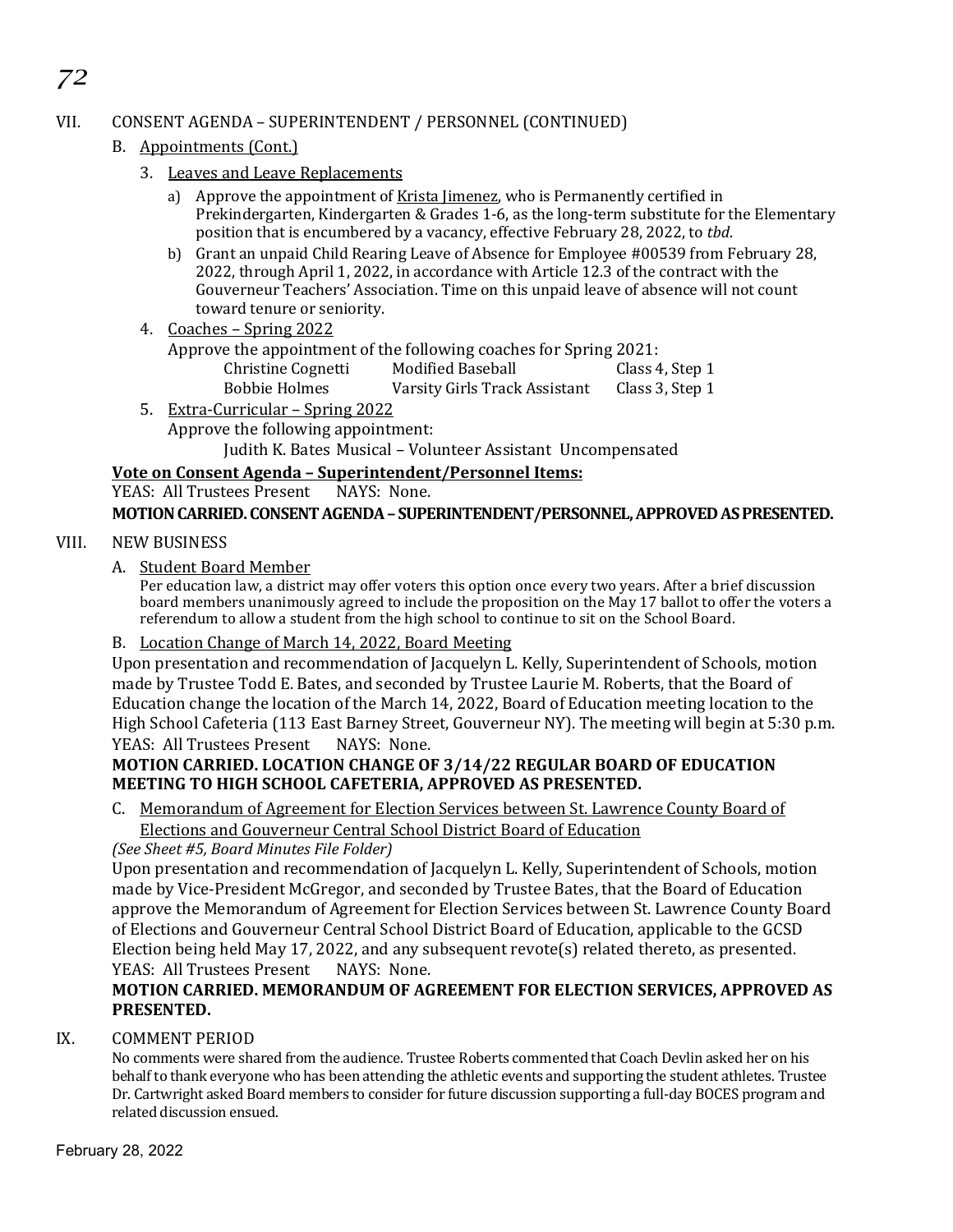## VII. CONSENT AGENDA – SUPERINTENDENT / PERSONNEL (CONTINUED)

### B. Appointments (Cont.)

3. Leaves and Leave Replacements
   a) Approve the appointment of Krista Jimenez, who is Permanently certified in Prekindergarten, Kindergarten & Grades 1-6, as the long-term substitute for the Elementary position that is encumbered by a vacancy, effective February 28, 2022, to *tbd*.
   b) Grant an unpaid Child Rearing Leave of Absence for Employee #00539 from February 28, 2022, through April 1, 2022, in accordance with Article 12.3 of the contract with the Gouverneur Teachers' Association. Time on this unpaid leave of absence will not count toward tenure or seniority.
4. Coaches – Spring 2022
   Approve the appointment of the following coaches for Spring 2021:

| | | |
|---|---|---|
| Christine Cognetti | Modified Baseball | Class 4, Step 1 |
| Bobbie Holmes | Varsity Girls Track Assistant | Class 3, Step 1 |

5. Extra-Curricular – Spring 2022
   Approve the following appointment:
   Judith K. Bates Musical – Volunteer Assistant Uncompensated

**Vote on Consent Agenda – Superintendent/Personnel Items:**
YEAS: All Trustees Present NAYS: None.
**MOTION CARRIED. CONSENT AGENDA – SUPERINTENDENT/PERSONNEL, APPROVED AS PRESENTED.**

## VIII. NEW BUSINESS

### A. Student Board Member

Per education law, a district may offer voters this option once every two years. After a brief discussion board members unanimously agreed to include the proposition on the May 17 ballot to offer the voters a referendum to allow a student from the high school to continue to sit on the School Board.

### B. Location Change of March 14, 2022, Board Meeting

Upon presentation and recommendation of Jacquelyn L. Kelly, Superintendent of Schools, motion made by Trustee Todd E. Bates, and seconded by Trustee Laurie M. Roberts, that the Board of Education change the location of the March 14, 2022, Board of Education meeting location to the High School Cafeteria (113 East Barney Street, Gouverneur NY). The meeting will begin at 5:30 p.m.
YEAS: All Trustees Present NAYS: None.
**MOTION CARRIED. LOCATION CHANGE OF 3/14/22 REGULAR BOARD OF EDUCATION MEETING TO HIGH SCHOOL CAFETERIA, APPROVED AS PRESENTED.**

### C. Memorandum of Agreement for Election Services between St. Lawrence County Board of Elections and Gouverneur Central School District Board of Education

*(See Sheet #5, Board Minutes File Folder)*
Upon presentation and recommendation of Jacquelyn L. Kelly, Superintendent of Schools, motion made by Vice-President McGregor, and seconded by Trustee Bates, that the Board of Education approve the Memorandum of Agreement for Election Services between St. Lawrence County Board of Elections and Gouverneur Central School District Board of Education, applicable to the GCSD Election being held May 17, 2022, and any subsequent revote(s) related thereto, as presented.
YEAS: All Trustees Present NAYS: None.
**MOTION CARRIED. MEMORANDUM OF AGREEMENT FOR ELECTION SERVICES, APPROVED AS PRESENTED.**

## IX. COMMENT PERIOD

No comments were shared from the audience. Trustee Roberts commented that Coach Devlin asked her on his behalf to thank everyone who has been attending the athletic events and supporting the student athletes. Trustee Dr. Cartwright asked Board members to consider for future discussion supporting a full-day BOCES program and related discussion ensued.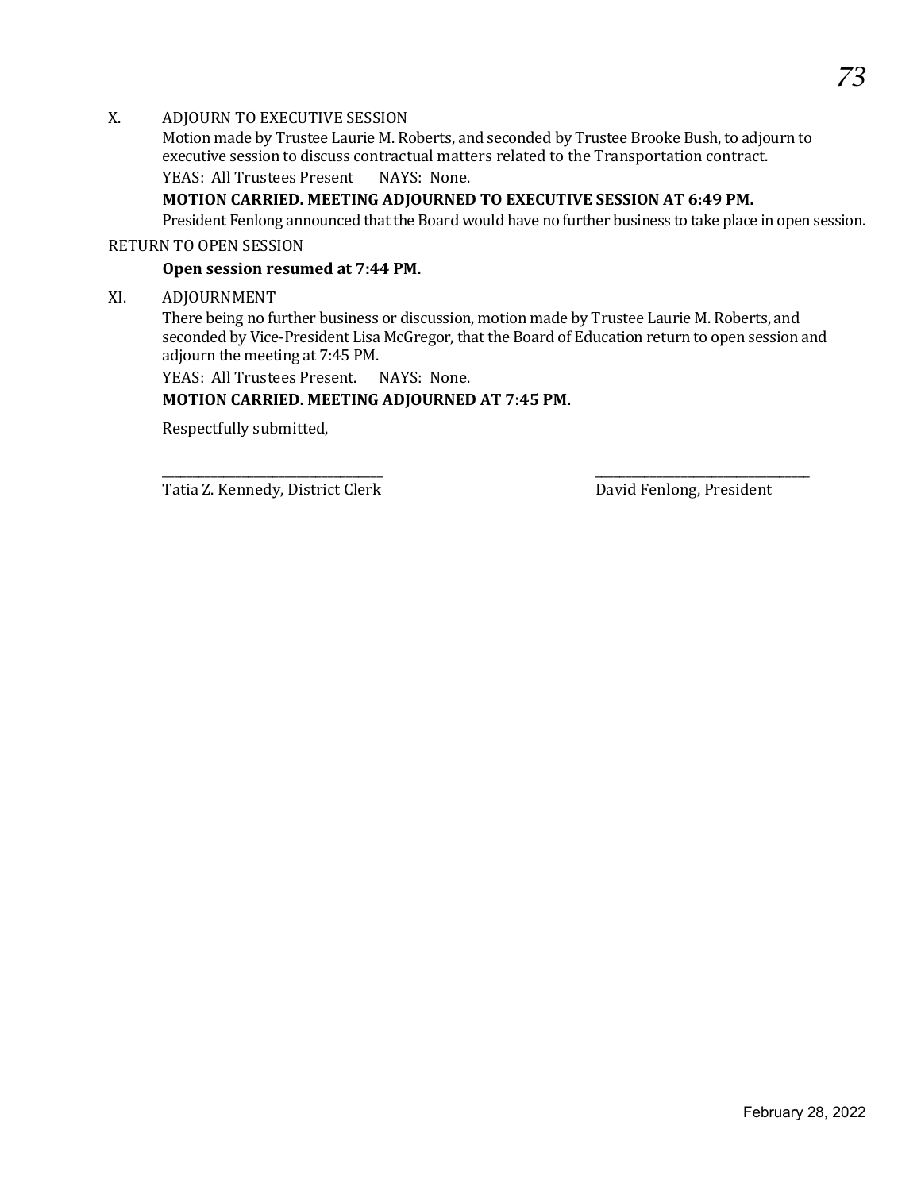X. ADJOURN TO EXECUTIVE SESSION

Motion made by Trustee Laurie M. Roberts, and seconded by Trustee Brooke Bush, to adjourn to executive session to discuss contractual matters related to the Transportation contract.

YEAS: All Trustees Present NAYS: None.

**MOTION CARRIED. MEETING ADJOURNED TO EXECUTIVE SESSION AT 6:49 PM.**

President Fenlong announced that the Board would have no further business to take place in open session.

RETURN TO OPEN SESSION

**Open session resumed at 7:44 PM.**

XI. ADJOURNMENT

There being no further business or discussion, motion made by Trustee Laurie M. Roberts, and seconded by Vice-President Lisa McGregor, that the Board of Education return to open session and adjourn the meeting at 7:45 PM.

YEAS: All Trustees Present. NAYS: None.

**MOTION CARRIED. MEETING ADJOURNED AT 7:45 PM.**

Respectfully submitted,

\_\_\_\_\_\_\_\_\_\_\_\_\_\_\_\_\_\_\_\_\_\_\_\_\_\_\_\_\_\_\_\_\_\_
Tatia Z. Kennedy, District Clerk

\_\_\_\_\_\_\_\_\_\_\_\_\_\_\_\_\_\_\_\_\_\_\_\_\_\_\_\_\_\_\_\_\_\_
David Fenlong, President

February 28, 2022